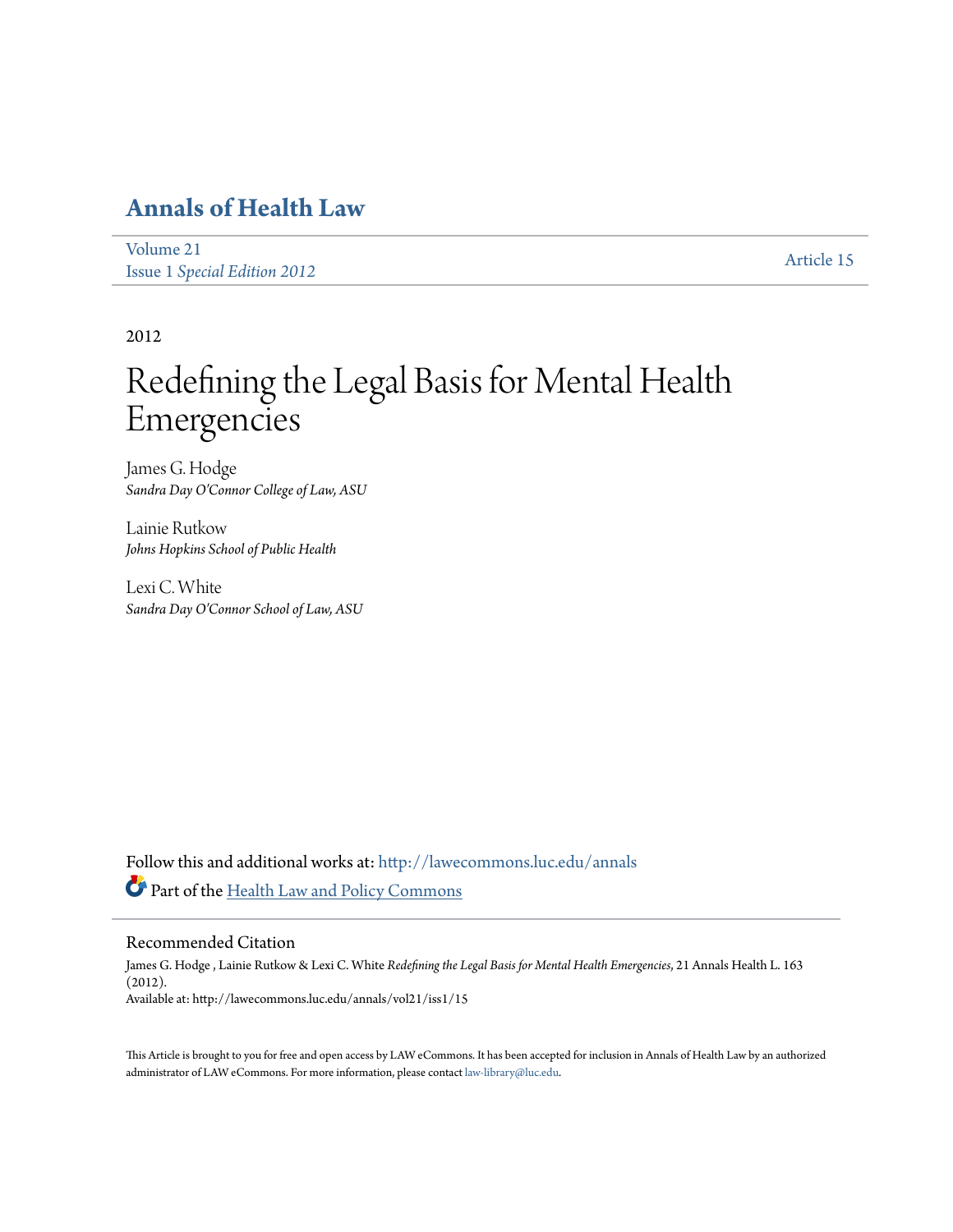# Annals of Health Law

Volume 21
Issue 1 *Special Edition 2012*

Article 15

2012

# Redefining the Legal Basis for Mental Health Emergencies

James G. Hodge
*Sandra Day O'Connor College of Law, ASU*

Lainie Rutkow
*Johns Hopkins School of Public Health*

Lexi C. White
*Sandra Day O'Connor School of Law, ASU*

Follow this and additional works at: http://lawecommons.luc.edu/annals

Part of the Health Law and Policy Commons

## Recommended Citation

James G. Hodge , Lainie Rutkow & Lexi C. White *Redefining the Legal Basis for Mental Health Emergencies*, 21 Annals Health L. 163 (2012).
Available at: http://lawecommons.luc.edu/annals/vol21/iss1/15

This Article is brought to you for free and open access by LAW eCommons. It has been accepted for inclusion in Annals of Health Law by an authorized administrator of LAW eCommons. For more information, please contact law-library@luc.edu.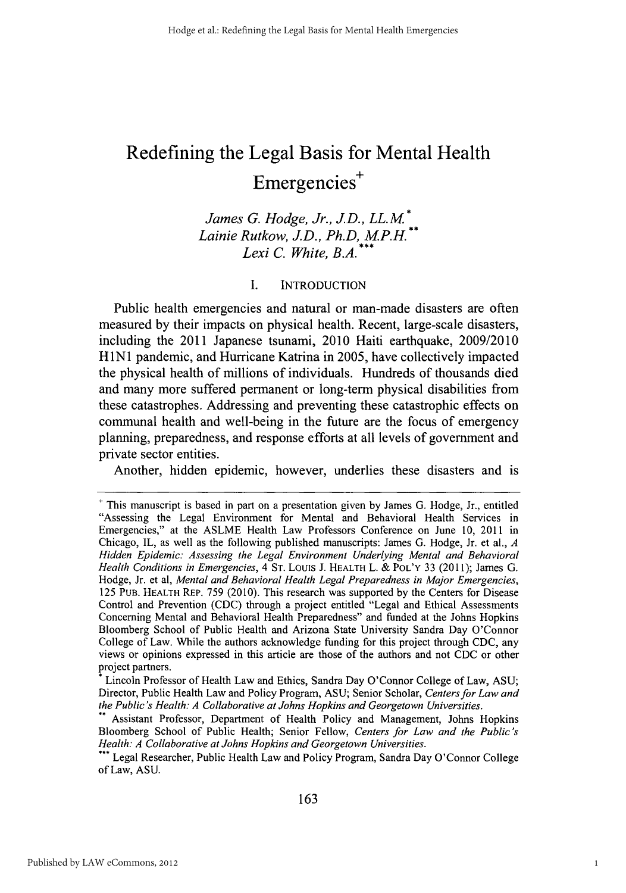# Redefining the Legal Basis for Mental Health Emergencies[+]

*James G. Hodge, Jr., J.D., LL.M.*[*]
*Lainie Rutkow, J.D., Ph.D, M.P.H.*[**]
*Lexi C. White, B.A.*[***]

## I. INTRODUCTION

Public health emergencies and natural or man-made disasters are often measured by their impacts on physical health. Recent, large-scale disasters, including the 2011 Japanese tsunami, 2010 Haiti earthquake, 2009/2010 H1N1 pandemic, and Hurricane Katrina in 2005, have collectively impacted the physical health of millions of individuals. Hundreds of thousands died and many more suffered permanent or long-term physical disabilities from these catastrophes. Addressing and preventing these catastrophic effects on communal health and well-being in the future are the focus of emergency planning, preparedness, and response efforts at all levels of government and private sector entities.

Another, hidden epidemic, however, underlies these disasters and is

---

[+] This manuscript is based in part on a presentation given by James G. Hodge, Jr., entitled "Assessing the Legal Environment for Mental and Behavioral Health Services in Emergencies," at the ASLME Health Law Professors Conference on June 10, 2011 in Chicago, IL, as well as the following published manuscripts: James G. Hodge, Jr. et al., *A Hidden Epidemic: Assessing the Legal Environment Underlying Mental and Behavioral Health Conditions in Emergencies*, 4 ST. LOUIS J. HEALTH L. & POL'Y 33 (2011); James G. Hodge, Jr. et al, *Mental and Behavioral Health Legal Preparedness in Major Emergencies*, 125 PUB. HEALTH REP. 759 (2010). This research was supported by the Centers for Disease Control and Prevention (CDC) through a project entitled "Legal and Ethical Assessments Concerning Mental and Behavioral Health Preparedness" and funded at the Johns Hopkins Bloomberg School of Public Health and Arizona State University Sandra Day O'Connor College of Law. While the authors acknowledge funding for this project through CDC, any views or opinions expressed in this article are those of the authors and not CDC or other project partners.

[*] Lincoln Professor of Health Law and Ethics, Sandra Day O'Connor College of Law, ASU; Director, Public Health Law and Policy Program, ASU; Senior Scholar, *Centers for Law and the Public's Health: A Collaborative at Johns Hopkins and Georgetown Universities*.

[**] Assistant Professor, Department of Health Policy and Management, Johns Hopkins Bloomberg School of Public Health; Senior Fellow, *Centers for Law and the Public's Health: A Collaborative at Johns Hopkins and Georgetown Universities*.

[***] Legal Researcher, Public Health Law and Policy Program, Sandra Day O'Connor College of Law, ASU.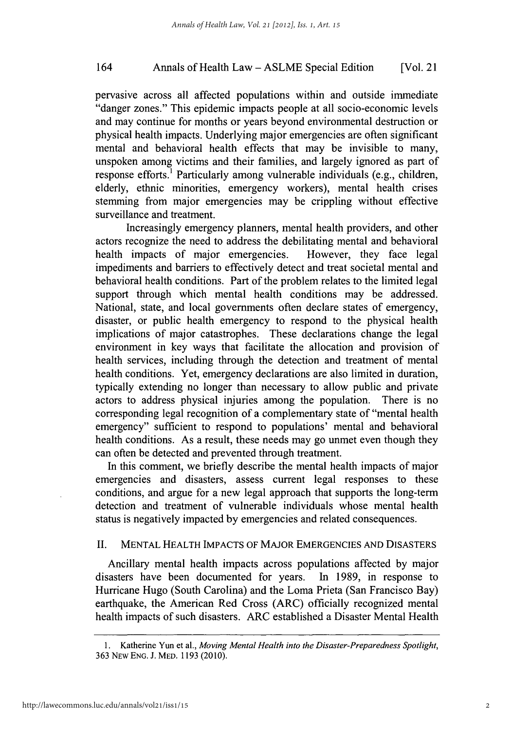pervasive across all affected populations within and outside immediate "danger zones." This epidemic impacts people at all socio-economic levels and may continue for months or years beyond environmental destruction or physical health impacts. Underlying major emergencies are often significant mental and behavioral health effects that may be invisible to many, unspoken among victims and their families, and largely ignored as part of response efforts.[1] Particularly among vulnerable individuals (e.g., children, elderly, ethnic minorities, emergency workers), mental health crises stemming from major emergencies may be crippling without effective surveillance and treatment.

Increasingly emergency planners, mental health providers, and other actors recognize the need to address the debilitating mental and behavioral health impacts of major emergencies. However, they face legal impediments and barriers to effectively detect and treat societal mental and behavioral health conditions. Part of the problem relates to the limited legal support through which mental health conditions may be addressed. National, state, and local governments often declare states of emergency, disaster, or public health emergency to respond to the physical health implications of major catastrophes. These declarations change the legal environment in key ways that facilitate the allocation and provision of health services, including through the detection and treatment of mental health conditions. Yet, emergency declarations are also limited in duration, typically extending no longer than necessary to allow public and private actors to address physical injuries among the population. There is no corresponding legal recognition of a complementary state of "mental health emergency" sufficient to respond to populations' mental and behavioral health conditions. As a result, these needs may go unmet even though they can often be detected and prevented through treatment.

In this comment, we briefly describe the mental health impacts of major emergencies and disasters, assess current legal responses to these conditions, and argue for a new legal approach that supports the long-term detection and treatment of vulnerable individuals whose mental health status is negatively impacted by emergencies and related consequences.

## II. MENTAL HEALTH IMPACTS OF MAJOR EMERGENCIES AND DISASTERS

Ancillary mental health impacts across populations affected by major disasters have been documented for years. In 1989, in response to Hurricane Hugo (South Carolina) and the Loma Prieta (San Francisco Bay) earthquake, the American Red Cross (ARC) officially recognized mental health impacts of such disasters. ARC established a Disaster Mental Health

---

1. Katherine Yun et al., *Moving Mental Health into the Disaster-Preparedness Spotlight*, 363 NEW ENG. J. MED. 1193 (2010).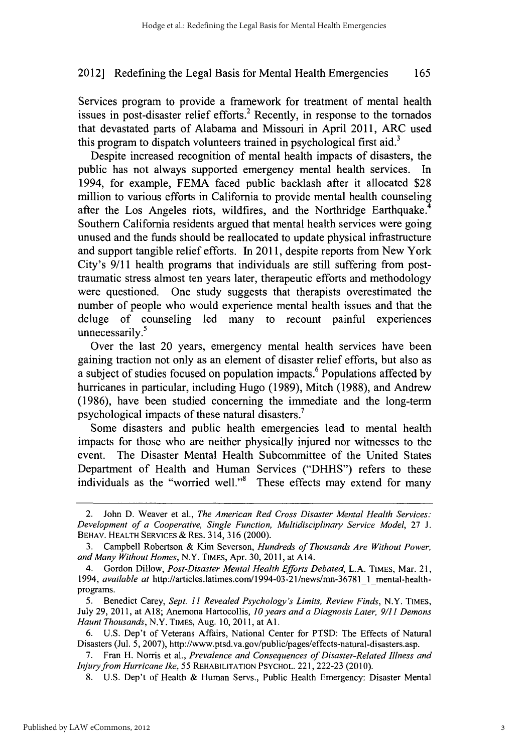Services program to provide a framework for treatment of mental health issues in post-disaster relief efforts.[2] Recently, in response to the tornados that devastated parts of Alabama and Missouri in April 2011, ARC used this program to dispatch volunteers trained in psychological first aid.[3]

Despite increased recognition of mental health impacts of disasters, the public has not always supported emergency mental health services. In 1994, for example, FEMA faced public backlash after it allocated $28 million to various efforts in California to provide mental health counseling after the Los Angeles riots, wildfires, and the Northridge Earthquake.[4] Southern California residents argued that mental health services were going unused and the funds should be reallocated to update physical infrastructure and support tangible relief efforts. In 2011, despite reports from New York City's 9/11 health programs that individuals are still suffering from post-traumatic stress almost ten years later, therapeutic efforts and methodology were questioned. One study suggests that therapists overestimated the number of people who would experience mental health issues and that the deluge of counseling led many to recount painful experiences unnecessarily.[5]

Over the last 20 years, emergency mental health services have been gaining traction not only as an element of disaster relief efforts, but also as a subject of studies focused on population impacts.[6] Populations affected by hurricanes in particular, including Hugo (1989), Mitch (1988), and Andrew (1986), have been studied concerning the immediate and the long-term psychological impacts of these natural disasters.[7]

Some disasters and public health emergencies lead to mental health impacts for those who are neither physically injured nor witnesses to the event. The Disaster Mental Health Subcommittee of the United States Department of Health and Human Services ("DHHS") refers to these individuals as the "worried well."[8] These effects may extend for many

---

2. John D. Weaver et al., *The American Red Cross Disaster Mental Health Services: Development of a Cooperative, Single Function, Multidisciplinary Service Model*, 27 J. BEHAV. HEALTH SERVICES & RES. 314, 316 (2000).

3. Campbell Robertson & Kim Severson, *Hundreds of Thousands Are Without Power, and Many Without Homes*, N.Y. TIMES, Apr. 30, 2011, at A14.

4. Gordon Dillow, *Post-Disaster Mental Health Efforts Debated*, L.A. TIMES, Mar. 21, 1994, *available at* http://articles.latimes.com/1994-03-21/news/mn-36781_1_mental-health-programs.

5. Benedict Carey, *Sept. 11 Revealed Psychology's Limits, Review Finds*, N.Y. TIMES, July 29, 2011, at A18; Anemona Hartocollis, *10 years and a Diagnosis Later, 9/11 Demons Haunt Thousands*, N.Y. TIMES, Aug. 10, 2011, at A1.

6. U.S. Dep't of Veterans Affairs, National Center for PTSD: The Effects of Natural Disasters (Jul. 5, 2007), http://www.ptsd.va.gov/public/pages/effects-natural-disasters.asp.

7. Fran H. Norris et al., *Prevalence and Consequences of Disaster-Related Illness and Injury from Hurricane Ike*, 55 REHABILITATION PSYCHOL. 221, 222-23 (2010).

8. U.S. Dep't of Health & Human Servs., Public Health Emergency: Disaster Mental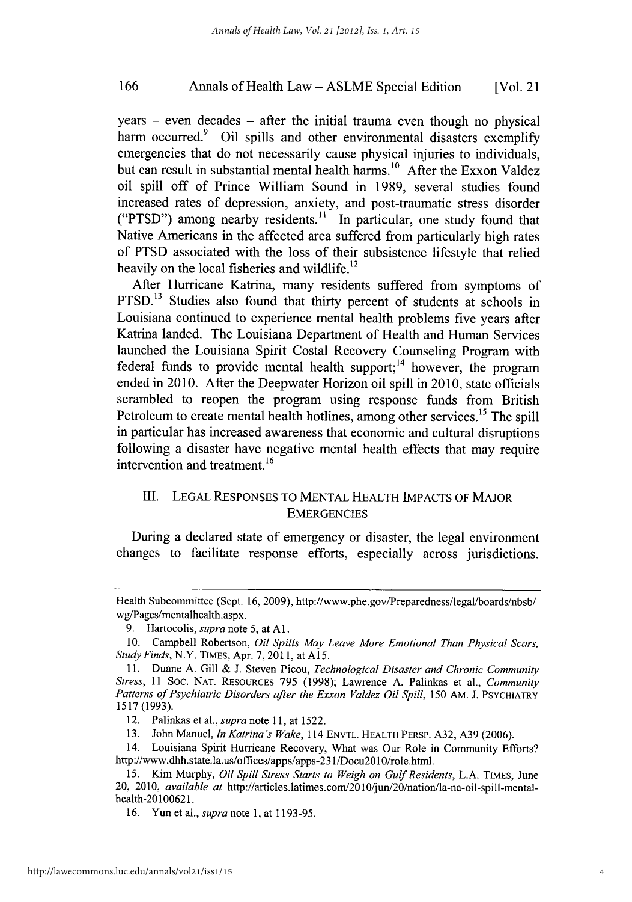years – even decades – after the initial trauma even though no physical harm occurred.[9] Oil spills and other environmental disasters exemplify emergencies that do not necessarily cause physical injuries to individuals, but can result in substantial mental health harms.[10] After the Exxon Valdez oil spill off of Prince William Sound in 1989, several studies found increased rates of depression, anxiety, and post-traumatic stress disorder ("PTSD") among nearby residents.[11] In particular, one study found that Native Americans in the affected area suffered from particularly high rates of PTSD associated with the loss of their subsistence lifestyle that relied heavily on the local fisheries and wildlife.[12]

After Hurricane Katrina, many residents suffered from symptoms of PTSD.[13] Studies also found that thirty percent of students at schools in Louisiana continued to experience mental health problems five years after Katrina landed. The Louisiana Department of Health and Human Services launched the Louisiana Spirit Costal Recovery Counseling Program with federal funds to provide mental health support;[14] however, the program ended in 2010. After the Deepwater Horizon oil spill in 2010, state officials scrambled to reopen the program using response funds from British Petroleum to create mental health hotlines, among other services.[15] The spill in particular has increased awareness that economic and cultural disruptions following a disaster have negative mental health effects that may require intervention and treatment.[16]

## III. LEGAL RESPONSES TO MENTAL HEALTH IMPACTS OF MAJOR EMERGENCIES

During a declared state of emergency or disaster, the legal environment changes to facilitate response efforts, especially across jurisdictions.

---

Health Subcommittee (Sept. 16, 2009), http://www.phe.gov/Preparedness/legal/boards/nbsb/wg/Pages/mentalhealth.aspx.

9. Hartocolis, *supra* note 5, at A1.

10. Campbell Robertson, *Oil Spills May Leave More Emotional Than Physical Scars, Study Finds*, N.Y. TIMES, Apr. 7, 2011, at A15.

11. Duane A. Gill & J. Steven Picou, *Technological Disaster and Chronic Community Stress*, 11 SOC. NAT. RESOURCES 795 (1998); Lawrence A. Palinkas et al., *Community Patterns of Psychiatric Disorders after the Exxon Valdez Oil Spill*, 150 AM. J. PSYCHIATRY 1517 (1993).

12. Palinkas et al., *supra* note 11, at 1522.

13. John Manuel, *In Katrina's Wake*, 114 ENVTL. HEALTH PERSP. A32, A39 (2006).

14. Louisiana Spirit Hurricane Recovery, What was Our Role in Community Efforts? http://www.dhh.state.la.us/offices/apps/apps-231/Docu2010/role.html.

15. Kim Murphy, *Oil Spill Stress Starts to Weigh on Gulf Residents*, L.A. TIMES, June 20, 2010, *available at* http://articles.latimes.com/2010/jun/20/nation/la-na-oil-spill-mental-health-20100621.

16. Yun et al., *supra* note 1, at 1193-95.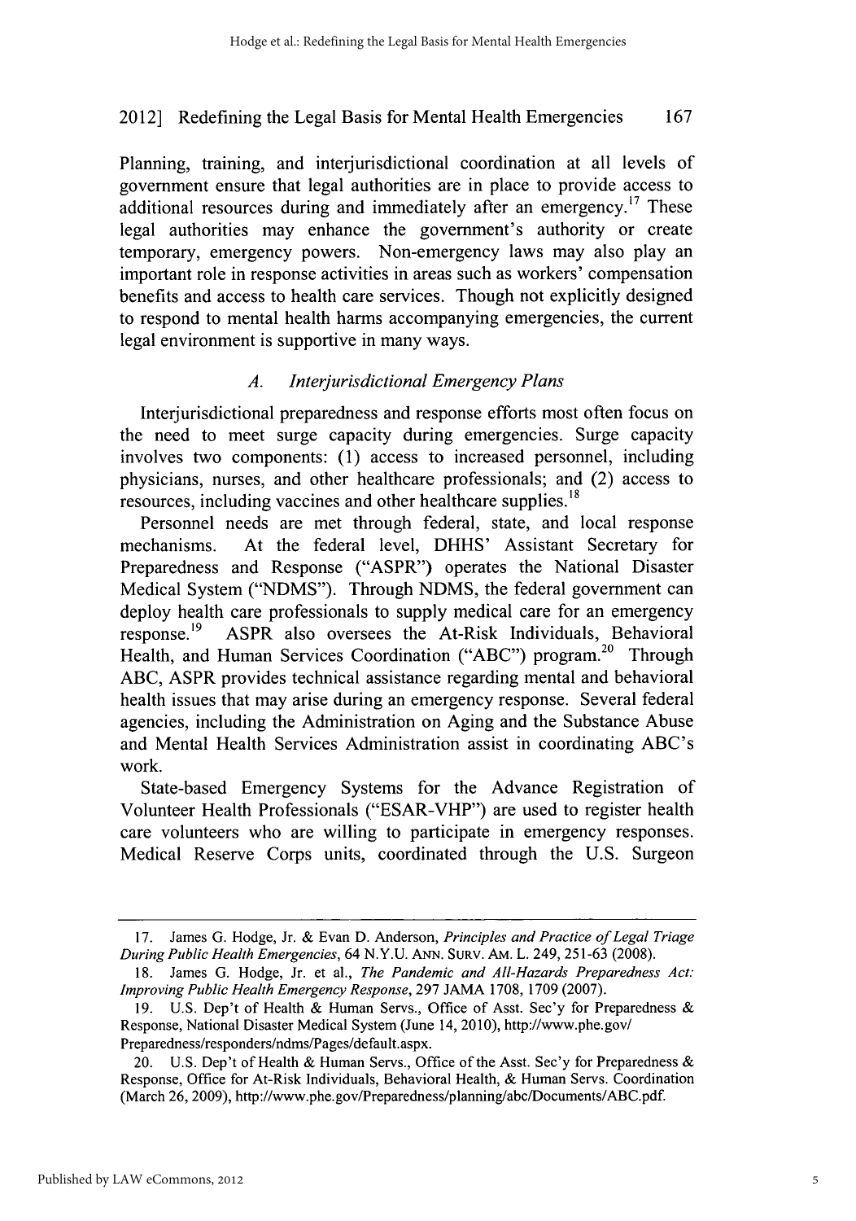Planning, training, and interjurisdictional coordination at all levels of government ensure that legal authorities are in place to provide access to additional resources during and immediately after an emergency.[17] These legal authorities may enhance the government's authority or create temporary, emergency powers. Non-emergency laws may also play an important role in response activities in areas such as workers' compensation benefits and access to health care services. Though not explicitly designed to respond to mental health harms accompanying emergencies, the current legal environment is supportive in many ways.

### *A. Interjurisdictional Emergency Plans*

Interjurisdictional preparedness and response efforts most often focus on the need to meet surge capacity during emergencies. Surge capacity involves two components: (1) access to increased personnel, including physicians, nurses, and other healthcare professionals; and (2) access to resources, including vaccines and other healthcare supplies.[18]

Personnel needs are met through federal, state, and local response mechanisms. At the federal level, DHHS' Assistant Secretary for Preparedness and Response ("ASPR") operates the National Disaster Medical System ("NDMS"). Through NDMS, the federal government can deploy health care professionals to supply medical care for an emergency response.[19] ASPR also oversees the At-Risk Individuals, Behavioral Health, and Human Services Coordination ("ABC") program.[20] Through ABC, ASPR provides technical assistance regarding mental and behavioral health issues that may arise during an emergency response. Several federal agencies, including the Administration on Aging and the Substance Abuse and Mental Health Services Administration assist in coordinating ABC's work.

State-based Emergency Systems for the Advance Registration of Volunteer Health Professionals ("ESAR-VHP") are used to register health care volunteers who are willing to participate in emergency responses. Medical Reserve Corps units, coordinated through the U.S. Surgeon

---

17. James G. Hodge, Jr. & Evan D. Anderson, *Principles and Practice of Legal Triage During Public Health Emergencies*, 64 N.Y.U. ANN. SURV. AM. L. 249, 251-63 (2008).

18. James G. Hodge, Jr. et al., *The Pandemic and All-Hazards Preparedness Act: Improving Public Health Emergency Response*, 297 JAMA 1708, 1709 (2007).

19. U.S. Dep't of Health & Human Servs., Office of Asst. Sec'y for Preparedness & Response, National Disaster Medical System (June 14, 2010), http://www.phe.gov/Preparedness/responders/ndms/Pages/default.aspx.

20. U.S. Dep't of Health & Human Servs., Office of the Asst. Sec'y for Preparedness & Response, Office for At-Risk Individuals, Behavioral Health, & Human Servs. Coordination (March 26, 2009), http://www.phe.gov/Preparedness/planning/abc/Documents/ABC.pdf.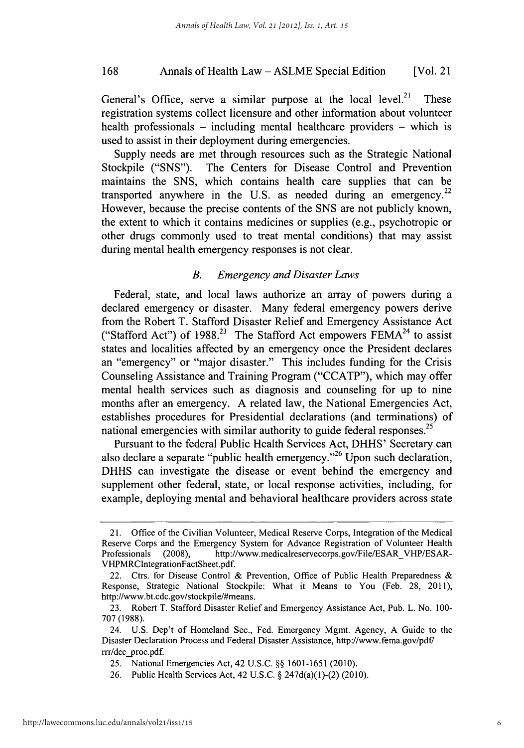General's Office, serve a similar purpose at the local level.[21] These registration systems collect licensure and other information about volunteer health professionals – including mental healthcare providers – which is used to assist in their deployment during emergencies.

Supply needs are met through resources such as the Strategic National Stockpile ("SNS"). The Centers for Disease Control and Prevention maintains the SNS, which contains health care supplies that can be transported anywhere in the U.S. as needed during an emergency.[22] However, because the precise contents of the SNS are not publicly known, the extent to which it contains medicines or supplies (e.g., psychotropic or other drugs commonly used to treat mental conditions) that may assist during mental health emergency responses is not clear.

### *B. Emergency and Disaster Laws*

Federal, state, and local laws authorize an array of powers during a declared emergency or disaster. Many federal emergency powers derive from the Robert T. Stafford Disaster Relief and Emergency Assistance Act ("Stafford Act") of 1988.[23] The Stafford Act empowers FEMA[24] to assist states and localities affected by an emergency once the President declares an "emergency" or "major disaster." This includes funding for the Crisis Counseling Assistance and Training Program ("CCATP"), which may offer mental health services such as diagnosis and counseling for up to nine months after an emergency. A related law, the National Emergencies Act, establishes procedures for Presidential declarations (and terminations) of national emergencies with similar authority to guide federal responses.[25]

Pursuant to the federal Public Health Services Act, DHHS' Secretary can also declare a separate "public health emergency."[26] Upon such declaration, DHHS can investigate the disease or event behind the emergency and supplement other federal, state, or local response activities, including, for example, deploying mental and behavioral healthcare providers across state

---

21. Office of the Civilian Volunteer, Medical Reserve Corps, Integration of the Medical Reserve Corps and the Emergency System for Advance Registration of Volunteer Health Professionals (2008), http://www.medicalreservecorps.gov/File/ESAR_VHP/ESAR-VHPMRCIntegrationFactSheet.pdf.

22. Ctrs. for Disease Control & Prevention, Office of Public Health Preparedness & Response, Strategic National Stockpile: What it Means to You (Feb. 28, 2011), http://www.bt.cdc.gov/stockpile/#means.

23. Robert T. Stafford Disaster Relief and Emergency Assistance Act, Pub. L. No. 100-707 (1988).

24. U.S. Dep't of Homeland Sec., Fed. Emergency Mgmt. Agency, A Guide to the Disaster Declaration Process and Federal Disaster Assistance, http://www.fema.gov/pdf/rrr/dec_proc.pdf.

25. National Emergencies Act, 42 U.S.C. §§ 1601-1651 (2010).

26. Public Health Services Act, 42 U.S.C. § 247d(a)(1)-(2) (2010).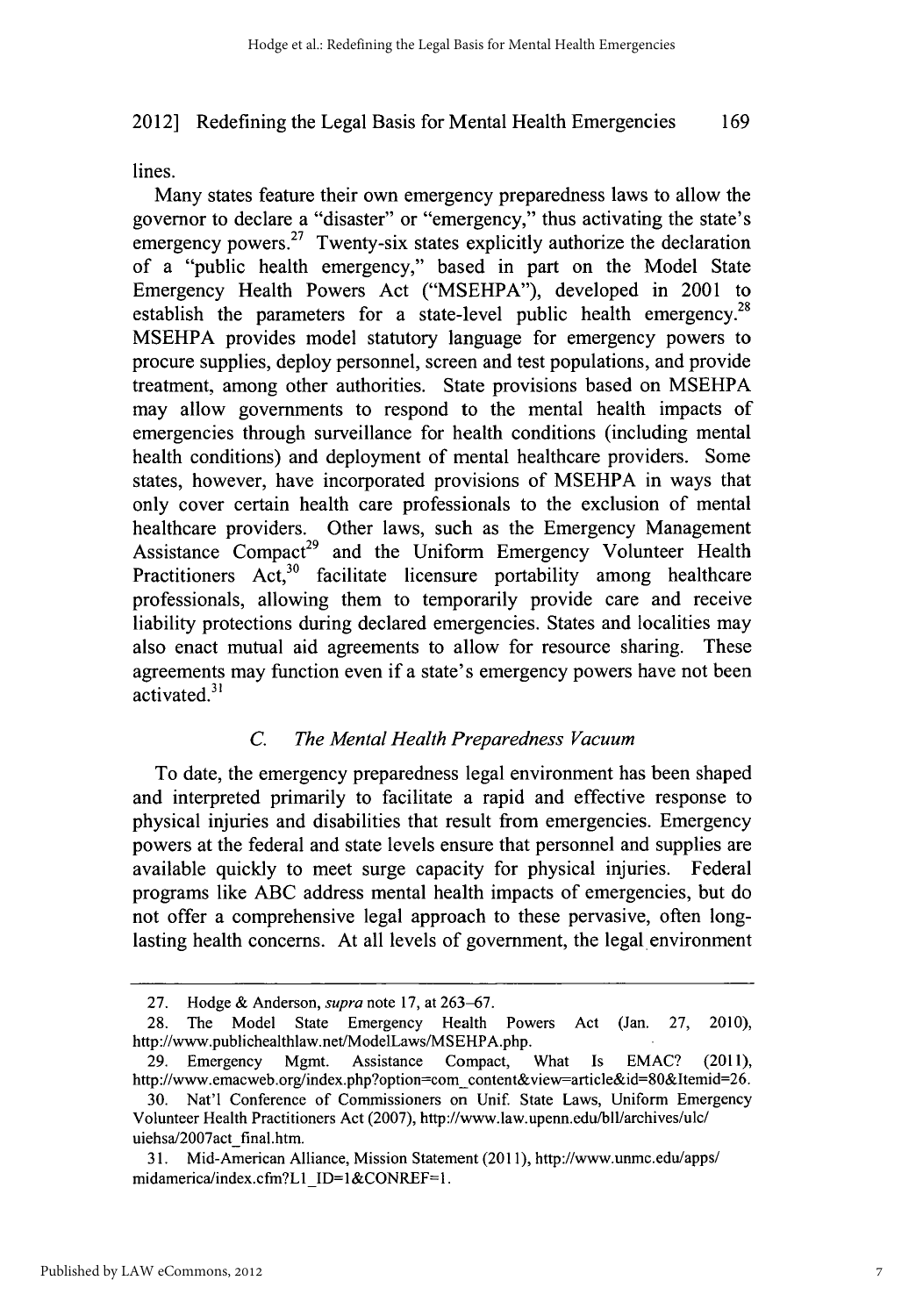lines.

Many states feature their own emergency preparedness laws to allow the governor to declare a "disaster" or "emergency," thus activating the state's emergency powers.[27] Twenty-six states explicitly authorize the declaration of a "public health emergency," based in part on the Model State Emergency Health Powers Act ("MSEHPA"), developed in 2001 to establish the parameters for a state-level public health emergency.[28] MSEHPA provides model statutory language for emergency powers to procure supplies, deploy personnel, screen and test populations, and provide treatment, among other authorities. State provisions based on MSEHPA may allow governments to respond to the mental health impacts of emergencies through surveillance for health conditions (including mental health conditions) and deployment of mental healthcare providers. Some states, however, have incorporated provisions of MSEHPA in ways that only cover certain health care professionals to the exclusion of mental healthcare providers. Other laws, such as the Emergency Management Assistance Compact[29] and the Uniform Emergency Volunteer Health Practitioners Act,[30] facilitate licensure portability among healthcare professionals, allowing them to temporarily provide care and receive liability protections during declared emergencies. States and localities may also enact mutual aid agreements to allow for resource sharing. These agreements may function even if a state's emergency powers have not been activated.[31]

### *C. The Mental Health Preparedness Vacuum*

To date, the emergency preparedness legal environment has been shaped and interpreted primarily to facilitate a rapid and effective response to physical injuries and disabilities that result from emergencies. Emergency powers at the federal and state levels ensure that personnel and supplies are available quickly to meet surge capacity for physical injuries. Federal programs like ABC address mental health impacts of emergencies, but do not offer a comprehensive legal approach to these pervasive, often long-lasting health concerns. At all levels of government, the legal environment

---

27. Hodge & Anderson, *supra* note 17, at 263–67.

28. The Model State Emergency Health Powers Act (Jan. 27, 2010), http://www.publichealthlaw.net/ModelLaws/MSEHPA.php.

29. Emergency Mgmt. Assistance Compact, What Is EMAC? (2011), http://www.emacweb.org/index.php?option=com_content&view=article&id=80&Itemid=26.

30. Nat'l Conference of Commissioners on Unif. State Laws, Uniform Emergency Volunteer Health Practitioners Act (2007), http://www.law.upenn.edu/bll/archives/ulc/uiehsa/2007act_final.htm.

31. Mid-American Alliance, Mission Statement (2011), http://www.unmc.edu/apps/midamerica/index.cfm?L1_ID=1&CONREF=1.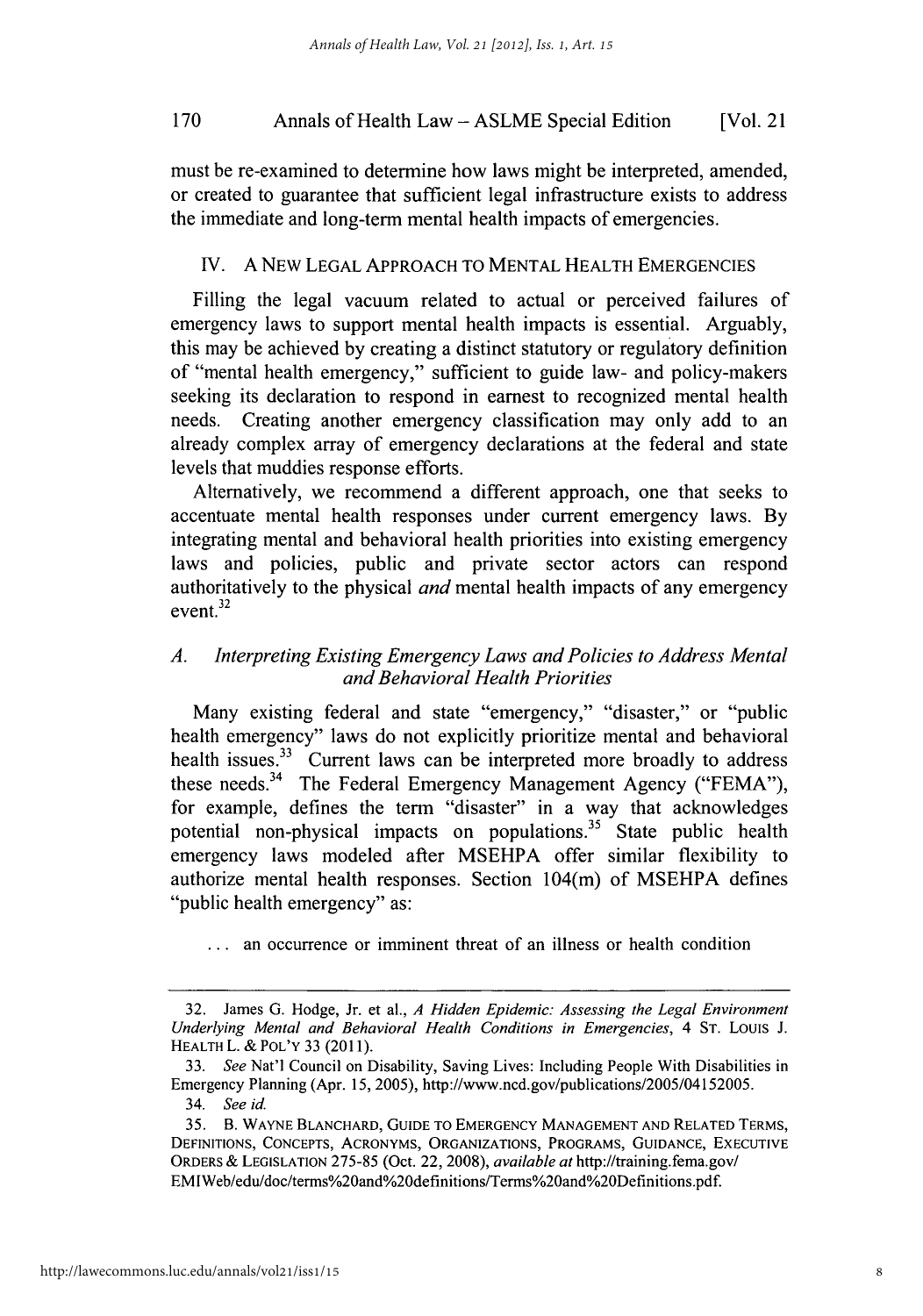must be re-examined to determine how laws might be interpreted, amended, or created to guarantee that sufficient legal infrastructure exists to address the immediate and long-term mental health impacts of emergencies.

## IV. A NEW LEGAL APPROACH TO MENTAL HEALTH EMERGENCIES

Filling the legal vacuum related to actual or perceived failures of emergency laws to support mental health impacts is essential. Arguably, this may be achieved by creating a distinct statutory or regulatory definition of "mental health emergency," sufficient to guide law- and policy-makers seeking its declaration to respond in earnest to recognized mental health needs. Creating another emergency classification may only add to an already complex array of emergency declarations at the federal and state levels that muddies response efforts.

Alternatively, we recommend a different approach, one that seeks to accentuate mental health responses under current emergency laws. By integrating mental and behavioral health priorities into existing emergency laws and policies, public and private sector actors can respond authoritatively to the physical *and* mental health impacts of any emergency event.[32]

### *A. Interpreting Existing Emergency Laws and Policies to Address Mental and Behavioral Health Priorities*

Many existing federal and state "emergency," "disaster," or "public health emergency" laws do not explicitly prioritize mental and behavioral health issues.[33] Current laws can be interpreted more broadly to address these needs.[34] The Federal Emergency Management Agency ("FEMA"), for example, defines the term "disaster" in a way that acknowledges potential non-physical impacts on populations.[35] State public health emergency laws modeled after MSEHPA offer similar flexibility to authorize mental health responses. Section 104(m) of MSEHPA defines "public health emergency" as:

> . . . an occurrence or imminent threat of an illness or health condition

---

32. James G. Hodge, Jr. et al., *A Hidden Epidemic: Assessing the Legal Environment Underlying Mental and Behavioral Health Conditions in Emergencies*, 4 ST. LOUIS J. HEALTH L. & POL'Y 33 (2011).

33. *See* Nat'l Council on Disability, Saving Lives: Including People With Disabilities in Emergency Planning (Apr. 15, 2005), http://www.ncd.gov/publications/2005/04152005.

34. *See id.*

35. B. WAYNE BLANCHARD, GUIDE TO EMERGENCY MANAGEMENT AND RELATED TERMS, DEFINITIONS, CONCEPTS, ACRONYMS, ORGANIZATIONS, PROGRAMS, GUIDANCE, EXECUTIVE ORDERS & LEGISLATION 275-85 (Oct. 22, 2008), *available at* http://training.fema.gov/EMIWeb/edu/doc/terms%20and%20definitions/Terms%20and%20Definitions.pdf.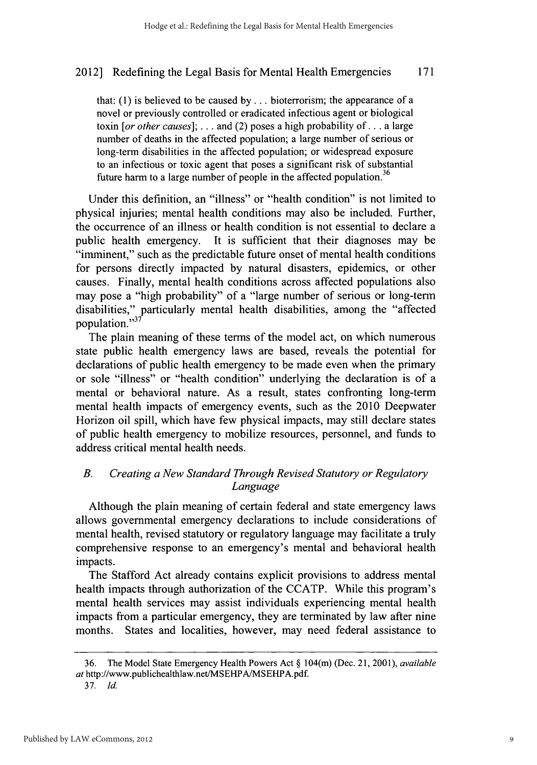> that: (1) is believed to be caused by . . . bioterrorism; the appearance of a novel or previously controlled or eradicated infectious agent or biological toxin [*or other causes*]; . . . and (2) poses a high probability of . . . a large number of deaths in the affected population; a large number of serious or long-term disabilities in the affected population; or widespread exposure to an infectious or toxic agent that poses a significant risk of substantial future harm to a large number of people in the affected population.[36]

Under this definition, an "illness" or "health condition" is not limited to physical injuries; mental health conditions may also be included. Further, the occurrence of an illness or health condition is not essential to declare a public health emergency. It is sufficient that their diagnoses may be "imminent," such as the predictable future onset of mental health conditions for persons directly impacted by natural disasters, epidemics, or other causes. Finally, mental health conditions across affected populations also may pose a "high probability" of a "large number of serious or long-term disabilities," particularly mental health disabilities, among the "affected population."[37]

The plain meaning of these terms of the model act, on which numerous state public health emergency laws are based, reveals the potential for declarations of public health emergency to be made even when the primary or sole "illness" or "health condition" underlying the declaration is of a mental or behavioral nature. As a result, states confronting long-term mental health impacts of emergency events, such as the 2010 Deepwater Horizon oil spill, which have few physical impacts, may still declare states of public health emergency to mobilize resources, personnel, and funds to address critical mental health needs.

### *B. Creating a New Standard Through Revised Statutory or Regulatory Language*

Although the plain meaning of certain federal and state emergency laws allows governmental emergency declarations to include considerations of mental health, revised statutory or regulatory language may facilitate a truly comprehensive response to an emergency's mental and behavioral health impacts.

The Stafford Act already contains explicit provisions to address mental health impacts through authorization of the CCATP. While this program's mental health services may assist individuals experiencing mental health impacts from a particular emergency, they are terminated by law after nine months. States and localities, however, may need federal assistance to

---

36. The Model State Emergency Health Powers Act § 104(m) (Dec. 21, 2001), *available at* http://www.publichealthlaw.net/MSEHPA/MSEHPA.pdf.

37. *Id.*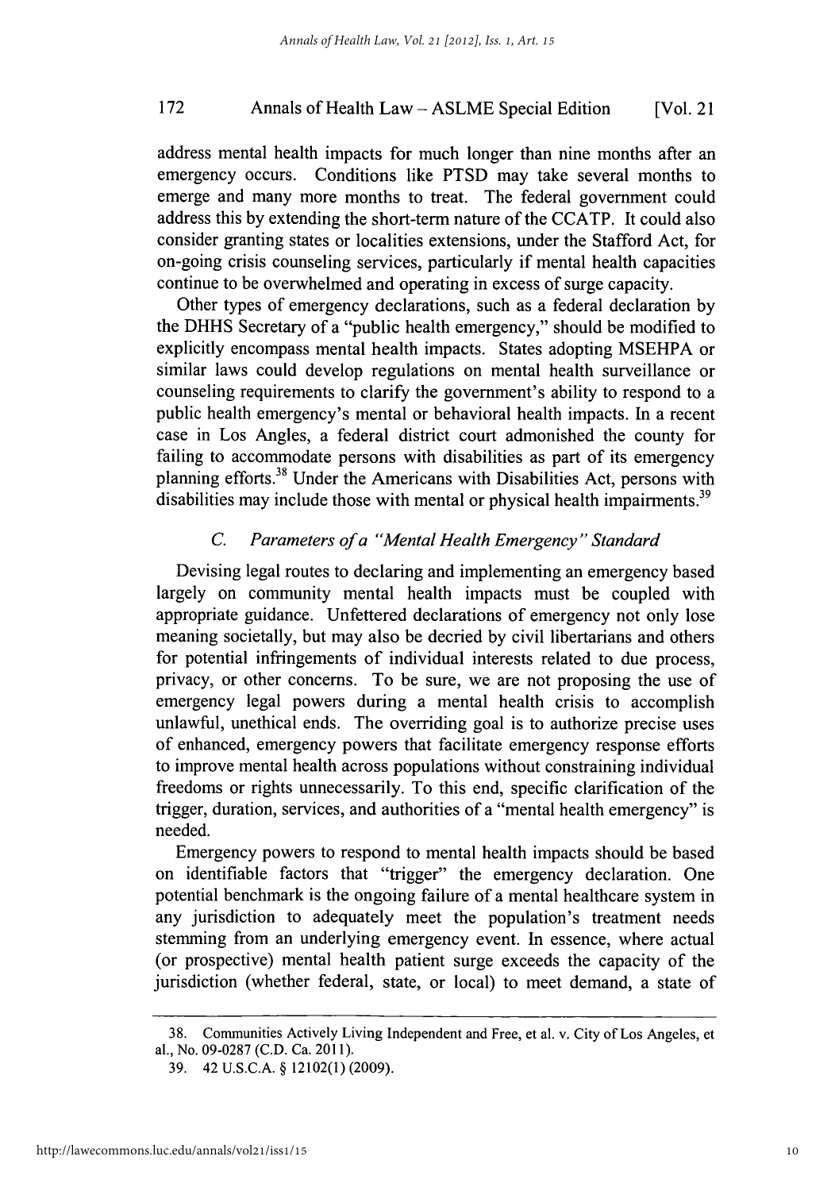address mental health impacts for much longer than nine months after an emergency occurs. Conditions like PTSD may take several months to emerge and many more months to treat. The federal government could address this by extending the short-term nature of the CCATP. It could also consider granting states or localities extensions, under the Stafford Act, for on-going crisis counseling services, particularly if mental health capacities continue to be overwhelmed and operating in excess of surge capacity.

Other types of emergency declarations, such as a federal declaration by the DHHS Secretary of a "public health emergency," should be modified to explicitly encompass mental health impacts. States adopting MSEHPA or similar laws could develop regulations on mental health surveillance or counseling requirements to clarify the government's ability to respond to a public health emergency's mental or behavioral health impacts. In a recent case in Los Angles, a federal district court admonished the county for failing to accommodate persons with disabilities as part of its emergency planning efforts.[38] Under the Americans with Disabilities Act, persons with disabilities may include those with mental or physical health impairments.[39]

### *C. Parameters of a "Mental Health Emergency" Standard*

Devising legal routes to declaring and implementing an emergency based largely on community mental health impacts must be coupled with appropriate guidance. Unfettered declarations of emergency not only lose meaning societally, but may also be decried by civil libertarians and others for potential infringements of individual interests related to due process, privacy, or other concerns. To be sure, we are not proposing the use of emergency legal powers during a mental health crisis to accomplish unlawful, unethical ends. The overriding goal is to authorize precise uses of enhanced, emergency powers that facilitate emergency response efforts to improve mental health across populations without constraining individual freedoms or rights unnecessarily. To this end, specific clarification of the trigger, duration, services, and authorities of a "mental health emergency" is needed.

Emergency powers to respond to mental health impacts should be based on identifiable factors that "trigger" the emergency declaration. One potential benchmark is the ongoing failure of a mental healthcare system in any jurisdiction to adequately meet the population's treatment needs stemming from an underlying emergency event. In essence, where actual (or prospective) mental health patient surge exceeds the capacity of the jurisdiction (whether federal, state, or local) to meet demand, a state of

---

38. Communities Actively Living Independent and Free, et al. v. City of Los Angeles, et al., No. 09-0287 (C.D. Ca. 2011).

39. 42 U.S.C.A. § 12102(1) (2009).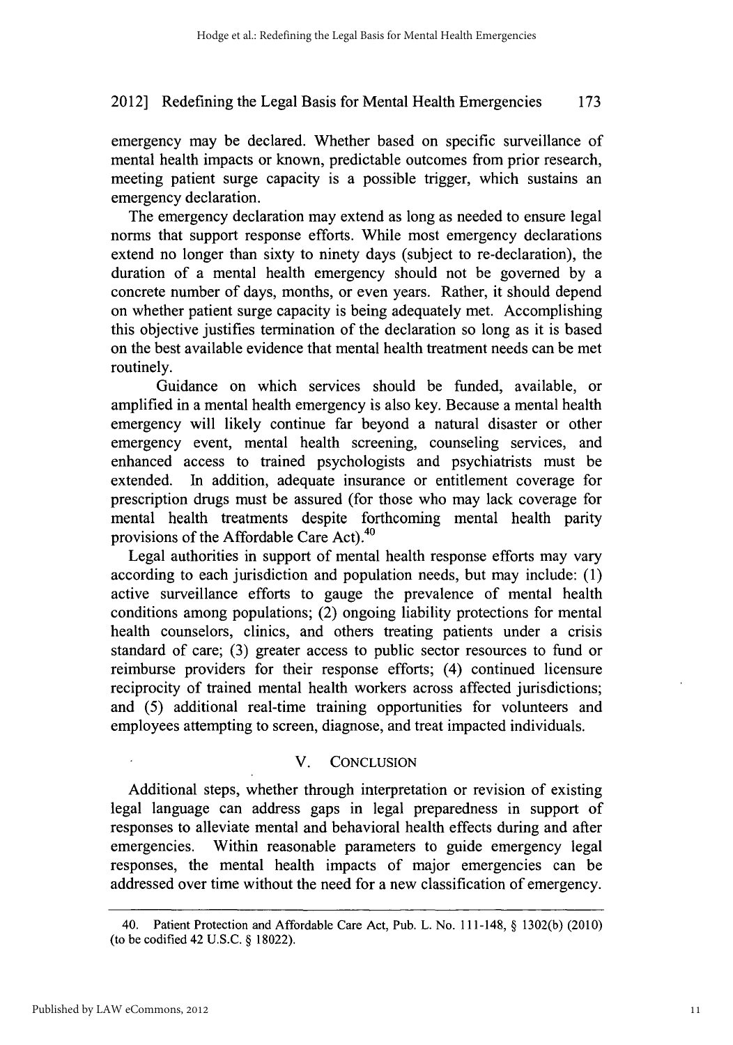emergency may be declared. Whether based on specific surveillance of mental health impacts or known, predictable outcomes from prior research, meeting patient surge capacity is a possible trigger, which sustains an emergency declaration.

The emergency declaration may extend as long as needed to ensure legal norms that support response efforts. While most emergency declarations extend no longer than sixty to ninety days (subject to re-declaration), the duration of a mental health emergency should not be governed by a concrete number of days, months, or even years. Rather, it should depend on whether patient surge capacity is being adequately met. Accomplishing this objective justifies termination of the declaration so long as it is based on the best available evidence that mental health treatment needs can be met routinely.

Guidance on which services should be funded, available, or amplified in a mental health emergency is also key. Because a mental health emergency will likely continue far beyond a natural disaster or other emergency event, mental health screening, counseling services, and enhanced access to trained psychologists and psychiatrists must be extended. In addition, adequate insurance or entitlement coverage for prescription drugs must be assured (for those who may lack coverage for mental health treatments despite forthcoming mental health parity provisions of the Affordable Care Act).[40]

Legal authorities in support of mental health response efforts may vary according to each jurisdiction and population needs, but may include: (1) active surveillance efforts to gauge the prevalence of mental health conditions among populations; (2) ongoing liability protections for mental health counselors, clinics, and others treating patients under a crisis standard of care; (3) greater access to public sector resources to fund or reimburse providers for their response efforts; (4) continued licensure reciprocity of trained mental health workers across affected jurisdictions; and (5) additional real-time training opportunities for volunteers and employees attempting to screen, diagnose, and treat impacted individuals.

## V. CONCLUSION

Additional steps, whether through interpretation or revision of existing legal language can address gaps in legal preparedness in support of responses to alleviate mental and behavioral health effects during and after emergencies. Within reasonable parameters to guide emergency legal responses, the mental health impacts of major emergencies can be addressed over time without the need for a new classification of emergency.

---

40. Patient Protection and Affordable Care Act, Pub. L. No. 111-148, § 1302(b) (2010) (to be codified 42 U.S.C. § 18022).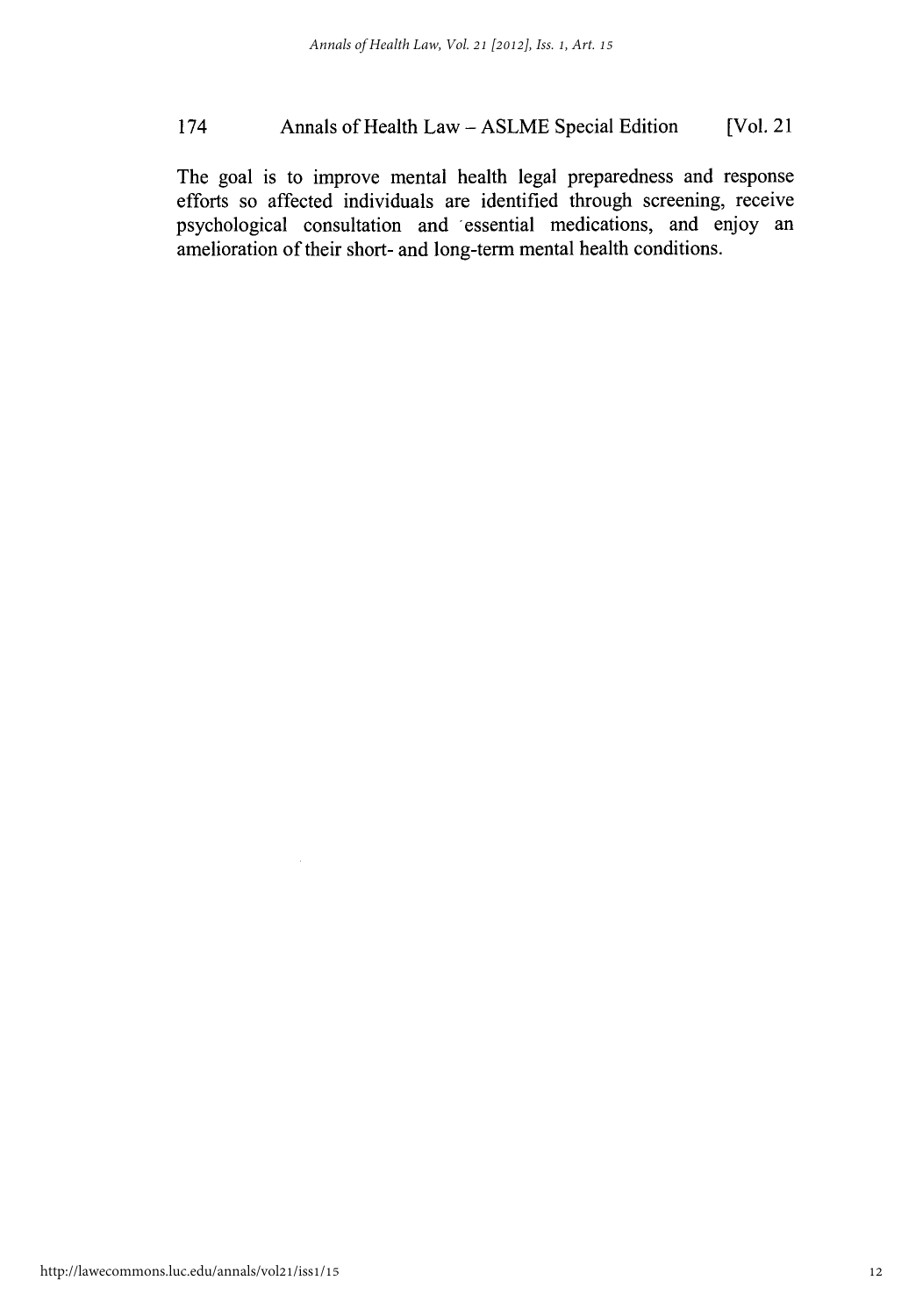The goal is to improve mental health legal preparedness and response efforts so affected individuals are identified through screening, receive psychological consultation and essential medications, and enjoy an amelioration of their short- and long-term mental health conditions.